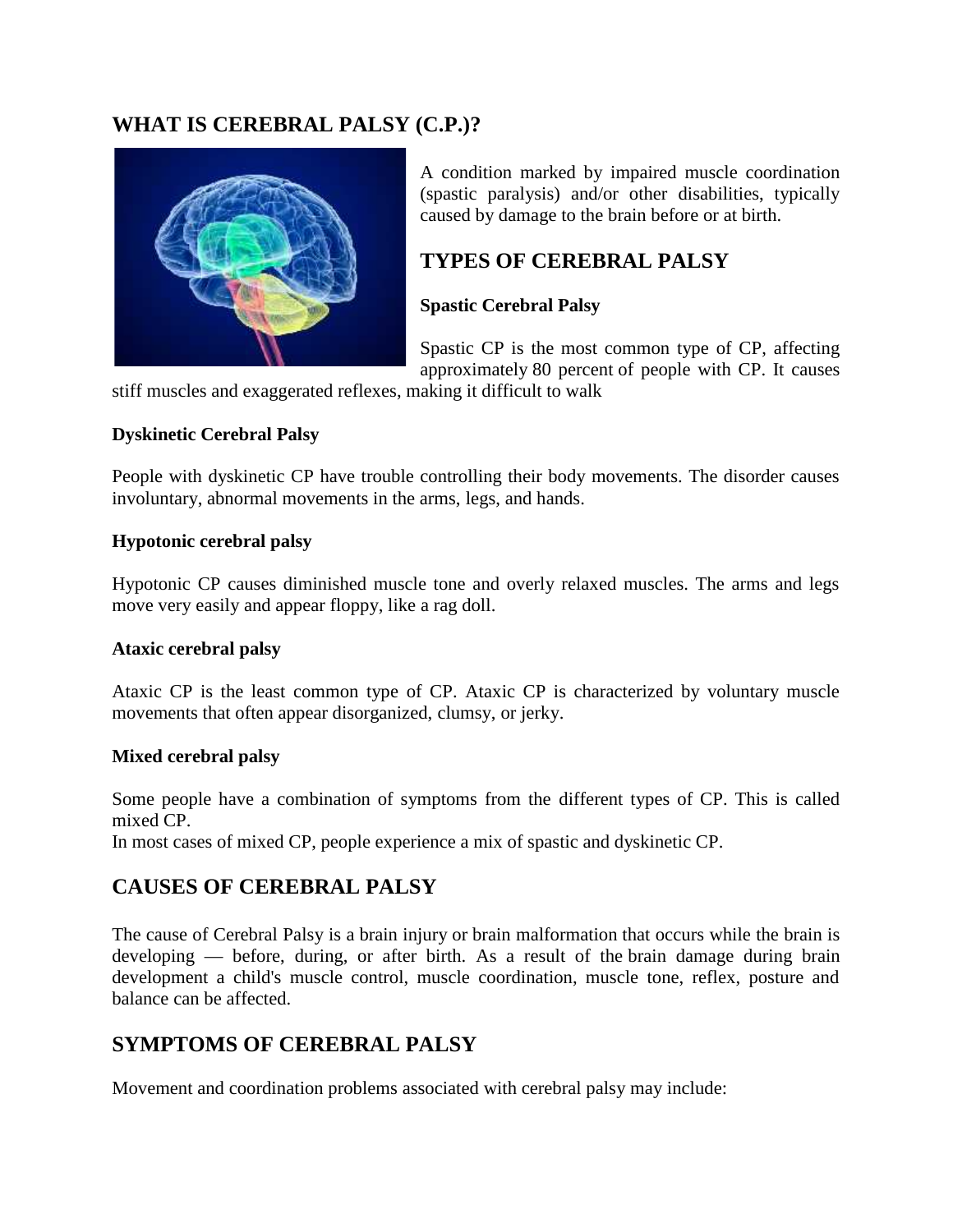## WHAT IS CEREBRAL PALSY (C.P.)?

A condition marked by impaired muscle coordination (spastic paralysis) and/or other disabilities, typically caused by damage to the brain before or at birth.

## TYPES OF CEREBRAL PALSY

**Spastic Cerebral Palsy**

Spastic CP is the most common type of CP, affecting approximately 80 percent of people with CP. It causes stiff muscles and exaggerated reflexes, making it difficult to walk

**Dyskinetic Cerebral Palsy**

People with dyskinetic CP have trouble controlling their body movements. The disorder causes involuntary, abnormal movements in the arms, legs, and hands.

**Hypotonic cerebral palsy**

Hypotonic CP causes diminished muscle tone and overly relaxed muscles. The arms and legs move very easily and appear floppy, like a rag doll.

**Ataxic cerebral palsy**

Ataxic CP is the least common type of CP. Ataxic CP is characterized by voluntary muscle movements that often appear disorganized, clumsy, or jerky.

**Mixed cerebral palsy**

Some people have a combination of symptoms from the different types of CP. This is called mixed CP.
In most cases of mixed CP, people experience a mix of spastic and dyskinetic CP.

## CAUSES OF CEREBRAL PALSY

The cause of Cerebral Palsy is a brain injury or brain malformation that occurs while the brain is developing — before, during, or after birth. As a result of the brain damage during brain development a child's muscle control, muscle coordination, muscle tone, reflex, posture and balance can be affected.

## SYMPTOMS OF CEREBRAL PALSY

Movement and coordination problems associated with cerebral palsy may include: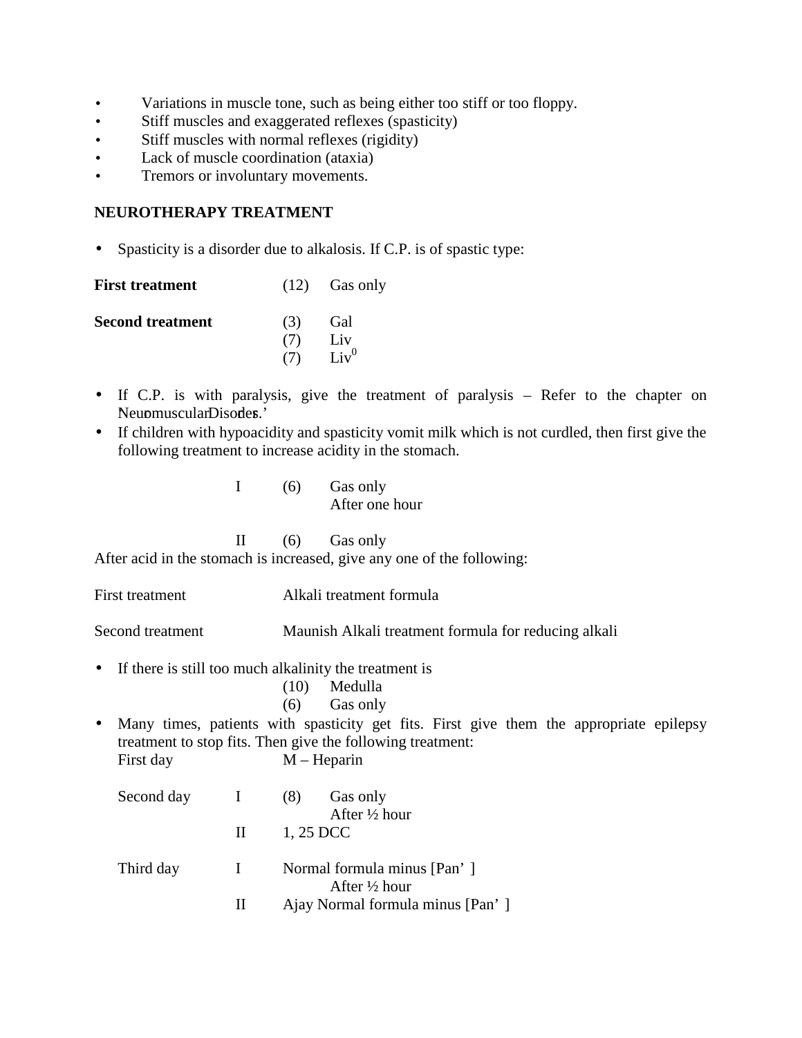- Variations in muscle tone, such as being either too stiff or too floppy.
- Stiff muscles and exaggerated reflexes (spasticity)
- Stiff muscles with normal reflexes (rigidity)
- Lack of muscle coordination (ataxia)
- Tremors or involuntary movements.

**NEUROTHERAPY TREATMENT**

- Spasticity is a disorder due to alkalosis. If C.P. is of spastic type:

| | | |
|---|---|---|
| **First treatment** | (12) | Gas only |
| **Second treatment** | (3) | Gal |
| | (7) | Liv |
| | (7) | $Liv^0$ |

- If C.P. is with paralysis, give the treatment of paralysis – Refer to the chapter on 'Neuromuscular Disorders.'
- If children with hypoacidity and spasticity vomit milk which is not curdled, then first give the following treatment to increase acidity in the stomach.

| | | |
|---|---|---|
| I | (6) | Gas only |
| | | After one hour |
| II | (6) | Gas only |

After acid in the stomach is increased, give any one of the following:

| | |
|---|---|
| First treatment | Alkali treatment formula |
| Second treatment | Maunish Alkali treatment formula for reducing alkali |

- If there is still too much alkalinity the treatment is

| | |
|---|---|
| (10) | Medulla |
| (6) | Gas only |

- Many times, patients with spasticity get fits. First give them the appropriate epilepsy treatment to stop fits. Then give the following treatment:

| | | | |
|---|---|---|---|
| First day | | M – Heparin | |
| Second day | I | (8) | Gas only |
| | | | After ½ hour |
| | II | 1, 25 DCC | |
| Third day | I | Normal formula minus [Pan' ] | |
| | | | After ½ hour |
| | II | Ajay Normal formula minus [Pan' ] | |